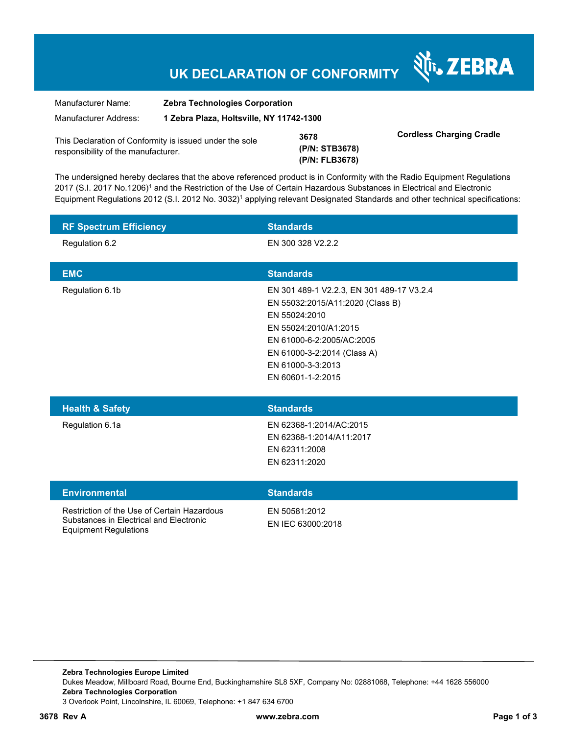# UK DECLARATION OF CONFORMITY

ZEBRA

| | |
|---|---|
| Manufacturer Name: | **Zebra Technologies Corporation** |
| Manufacturer Address: | **1 Zebra Plaza, Holtsville, NY 11742-1300** |

This Declaration of Conformity is issued under the sole responsibility of the manufacturer.

**3678**
**(P/N: STB3678)**
**(P/N: FLB3678)**

**Cordless Charging Cradle**

The undersigned hereby declares that the above referenced product is in Conformity with the Radio Equipment Regulations 2017 (S.I. 2017 No.1206)[1] and the Restriction of the Use of Certain Hazardous Substances in Electrical and Electronic Equipment Regulations 2012 (S.I. 2012 No. 3032)[1] applying relevant Designated Standards and other technical specifications:

| RF Spectrum Efficiency | Standards |
|---|---|
| Regulation 6.2 | EN 300 328 V2.2.2 |

| EMC | Standards |
|---|---|
| Regulation 6.1b | EN 301 489-1 V2.2.3, EN 301 489-17 V3.2.4<br>EN 55032:2015/A11:2020 (Class B)<br>EN 55024:2010<br>EN 55024:2010/A1:2015<br>EN 61000-6-2:2005/AC:2005<br>EN 61000-3-2:2014 (Class A)<br>EN 61000-3-3:2013<br>EN 60601-1-2:2015 |

| Health & Safety | Standards |
|---|---|
| Regulation 6.1a | EN 62368-1:2014/AC:2015<br>EN 62368-1:2014/A11:2017<br>EN 62311:2008<br>EN 62311:2020 |

| Environmental | Standards |
|---|---|
| Restriction of the Use of Certain Hazardous Substances in Electrical and Electronic Equipment Regulations | EN 50581:2012<br>EN IEC 63000:2018 |

**Zebra Technologies Europe Limited**
Dukes Meadow, Millboard Road, Bourne End, Buckinghamshire SL8 5XF, Company No: 02881068, Telephone: +44 1628 556000
**Zebra Technologies Corporation**
3 Overlook Point, Lincolnshire, IL 60069, Telephone: +1 847 634 6700

**3678 Rev A** **www.zebra.com**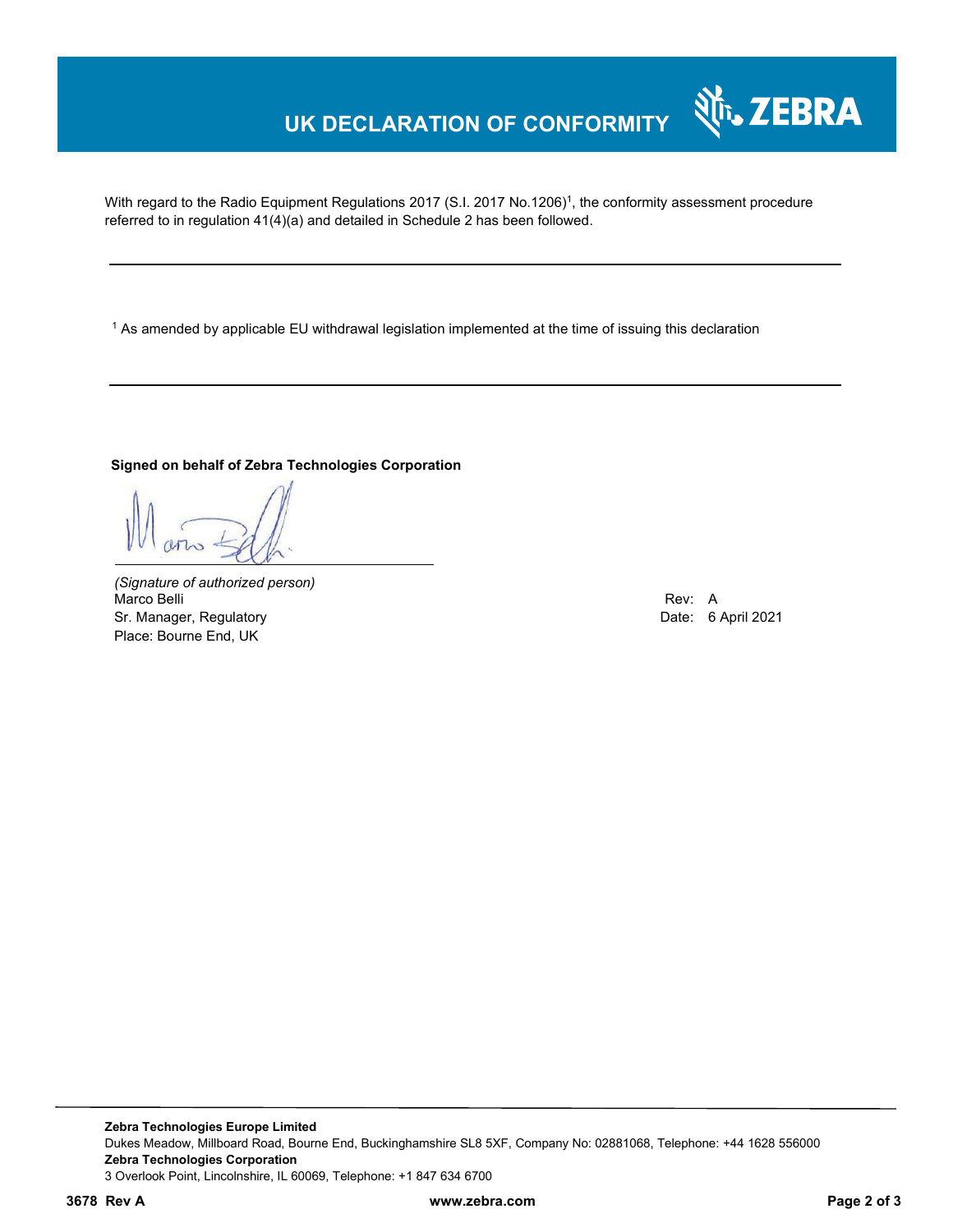# UK DECLARATION OF CONFORMITY

With regard to the Radio Equipment Regulations 2017 (S.I. 2017 No.1206)[1], the conformity assessment procedure referred to in regulation 41(4)(a) and detailed in Schedule 2 has been followed.

---

[1] As amended by applicable EU withdrawal legislation implemented at the time of issuing this declaration

---

**Signed on behalf of Zebra Technologies Corporation**

*(Signature of authorized person)*
Marco Belli
Sr. Manager, Regulatory
Place: Bourne End, UK

Rev: A
Date: 6 April 2021

**Zebra Technologies Europe Limited**
Dukes Meadow, Millboard Road, Bourne End, Buckinghamshire SL8 5XF, Company No: 02881068, Telephone: +44 1628 556000
**Zebra Technologies Corporation**
3 Overlook Point, Lincolnshire, IL 60069, Telephone: +1 847 634 6700

**3678 Rev A** **www.zebra.com**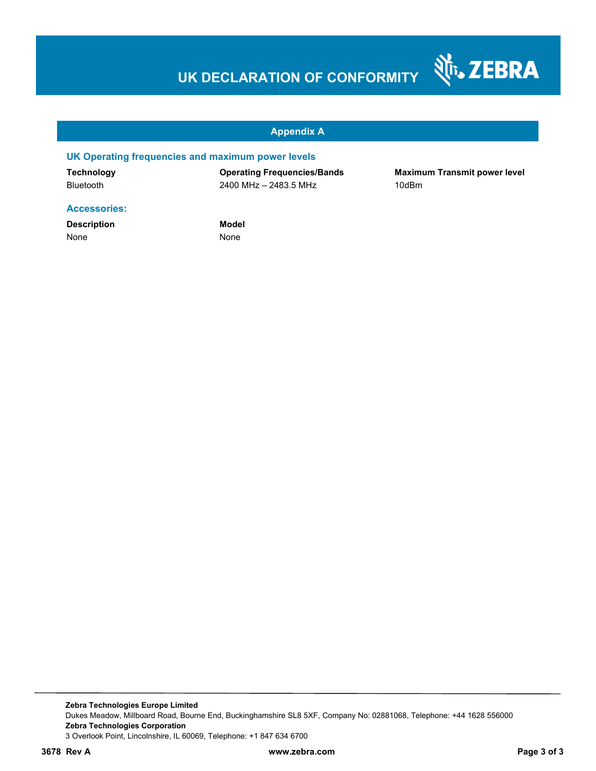# UK DECLARATION OF CONFORMITY

## Appendix A

### UK Operating frequencies and maximum power levels

| Technology | Operating Frequencies/Bands | Maximum Transmit power level |
|---|---|---|
| Bluetooth | 2400 MHz – 2483.5 MHz | 10dBm |

### Accessories:

| Description | Model |
|---|---|
| None | None |

**Zebra Technologies Europe Limited**
Dukes Meadow, Millboard Road, Bourne End, Buckinghamshire SL8 5XF, Company No: 02881068, Telephone: +44 1628 556000
**Zebra Technologies Corporation**
3 Overlook Point, Lincolnshire, IL 60069, Telephone: +1 847 634 6700

**3678 Rev A** **www.zebra.com**